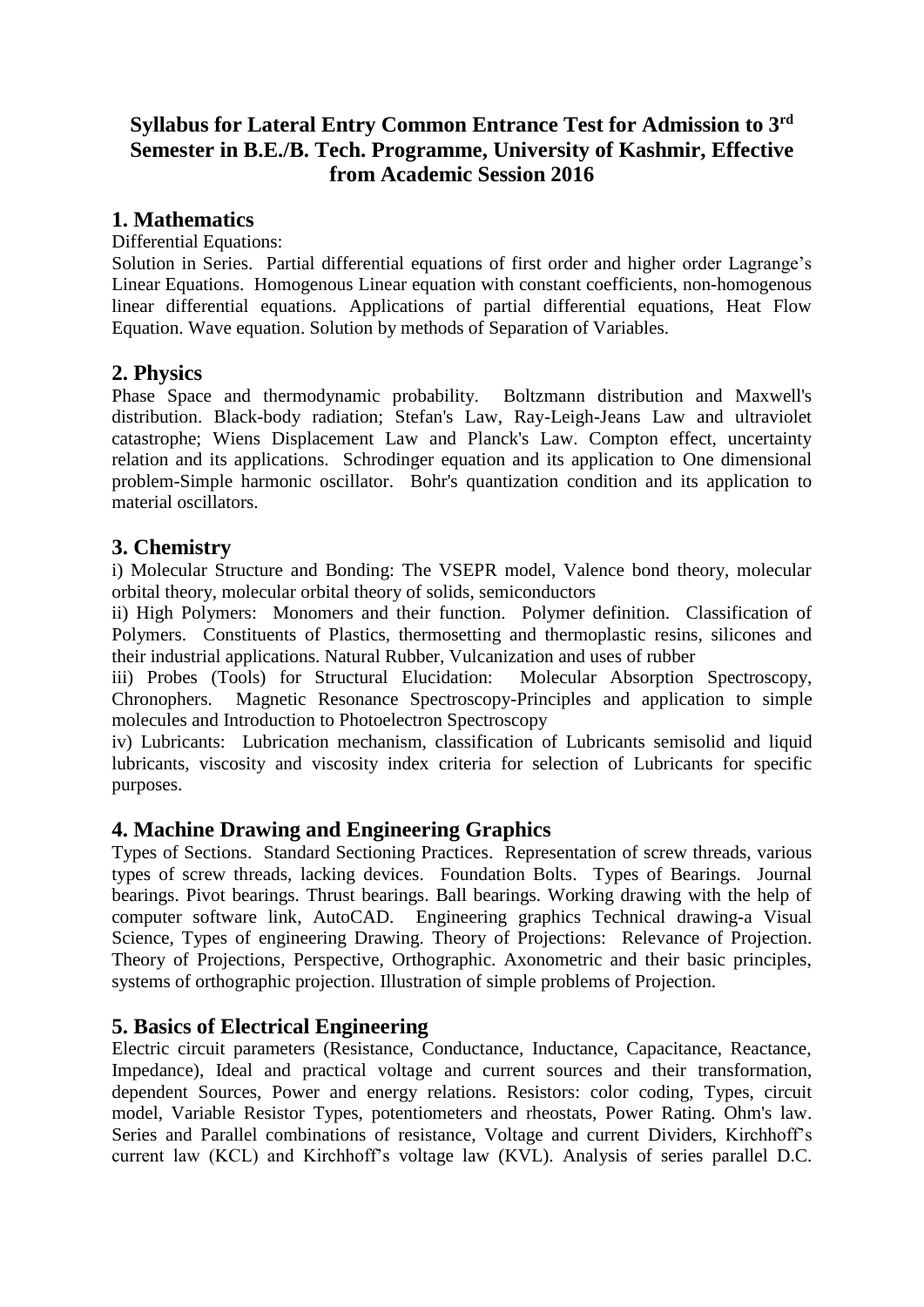# Syllabus for Lateral Entry Common Entrance Test for Admission to 3rd Semester in B.E./B. Tech. Programme, University of Kashmir, Effective from Academic Session 2016

## 1. Mathematics

Differential Equations:

Solution in Series. Partial differential equations of first order and higher order Lagrange's Linear Equations. Homogenous Linear equation with constant coefficients, non-homogenous linear differential equations. Applications of partial differential equations, Heat Flow Equation. Wave equation. Solution by methods of Separation of Variables.

## 2. Physics

Phase Space and thermodynamic probability. Boltzmann distribution and Maxwell's distribution. Black-body radiation; Stefan's Law, Ray-Leigh-Jeans Law and ultraviolet catastrophe; Wiens Displacement Law and Planck's Law. Compton effect, uncertainty relation and its applications. Schrodinger equation and its application to One dimensional problem-Simple harmonic oscillator. Bohr's quantization condition and its application to material oscillators.

## 3. Chemistry

i) Molecular Structure and Bonding: The VSEPR model, Valence bond theory, molecular orbital theory, molecular orbital theory of solids, semiconductors

ii) High Polymers: Monomers and their function. Polymer definition. Classification of Polymers. Constituents of Plastics, thermosetting and thermoplastic resins, silicones and their industrial applications. Natural Rubber, Vulcanization and uses of rubber

iii) Probes (Tools) for Structural Elucidation: Molecular Absorption Spectroscopy, Chronophers. Magnetic Resonance Spectroscopy-Principles and application to simple molecules and Introduction to Photoelectron Spectroscopy

iv) Lubricants: Lubrication mechanism, classification of Lubricants semisolid and liquid lubricants, viscosity and viscosity index criteria for selection of Lubricants for specific purposes.

## 4. Machine Drawing and Engineering Graphics

Types of Sections. Standard Sectioning Practices. Representation of screw threads, various types of screw threads, lacking devices. Foundation Bolts. Types of Bearings. Journal bearings. Pivot bearings. Thrust bearings. Ball bearings. Working drawing with the help of computer software link, AutoCAD. Engineering graphics Technical drawing-a Visual Science, Types of engineering Drawing. Theory of Projections: Relevance of Projection. Theory of Projections, Perspective, Orthographic. Axonometric and their basic principles, systems of orthographic projection. Illustration of simple problems of Projection.

## 5. Basics of Electrical Engineering

Electric circuit parameters (Resistance, Conductance, Inductance, Capacitance, Reactance, Impedance), Ideal and practical voltage and current sources and their transformation, dependent Sources, Power and energy relations. Resistors: color coding, Types, circuit model, Variable Resistor Types, potentiometers and rheostats, Power Rating. Ohm's law. Series and Parallel combinations of resistance, Voltage and current Dividers, Kirchhoff's current law (KCL) and Kirchhoff's voltage law (KVL). Analysis of series parallel D.C.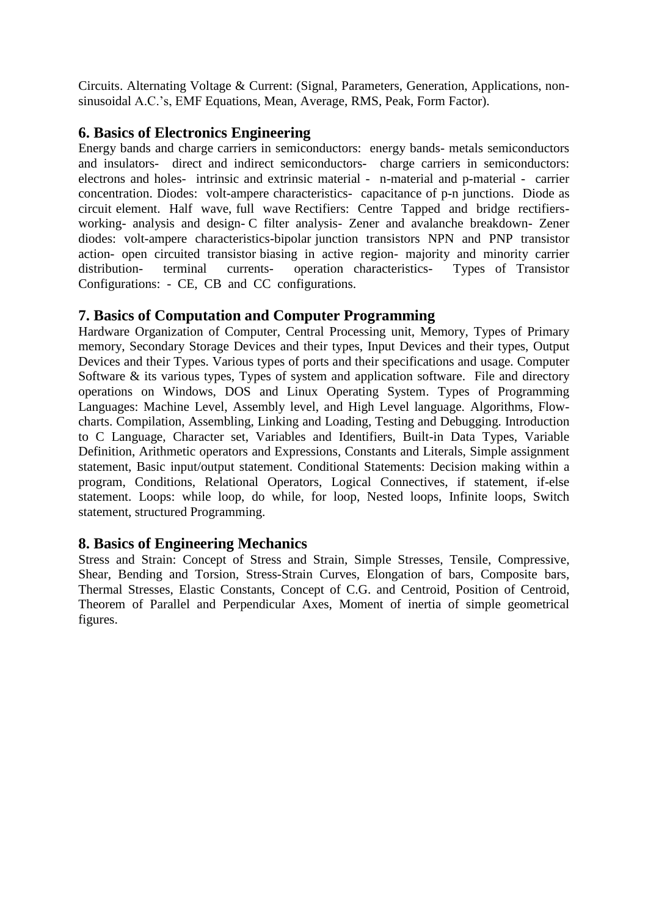Circuits. Alternating Voltage & Current: (Signal, Parameters, Generation, Applications, non-sinusoidal A.C.'s, EMF Equations, Mean, Average, RMS, Peak, Form Factor).

## 6. Basics of Electronics Engineering

Energy bands and charge carriers in semiconductors: energy bands- metals semiconductors and insulators- direct and indirect semiconductors- charge carriers in semiconductors: electrons and holes- intrinsic and extrinsic material - n-material and p-material - carrier concentration. Diodes: volt-ampere characteristics- capacitance of p-n junctions. Diode as circuit element. Half wave, full wave Rectifiers: Centre Tapped and bridge rectifiers-working- analysis and design- C filter analysis- Zener and avalanche breakdown- Zener diodes: volt-ampere characteristics-bipolar junction transistors NPN and PNP transistor action- open circuited transistor biasing in active region- majority and minority carrier distribution- terminal currents- operation characteristics- Types of Transistor Configurations: - CE, CB and CC configurations.

## 7. Basics of Computation and Computer Programming

Hardware Organization of Computer, Central Processing unit, Memory, Types of Primary memory, Secondary Storage Devices and their types, Input Devices and their types, Output Devices and their Types. Various types of ports and their specifications and usage. Computer Software & its various types, Types of system and application software. File and directory operations on Windows, DOS and Linux Operating System. Types of Programming Languages: Machine Level, Assembly level, and High Level language. Algorithms, Flow-charts. Compilation, Assembling, Linking and Loading, Testing and Debugging. Introduction to C Language, Character set, Variables and Identifiers, Built-in Data Types, Variable Definition, Arithmetic operators and Expressions, Constants and Literals, Simple assignment statement, Basic input/output statement. Conditional Statements: Decision making within a program, Conditions, Relational Operators, Logical Connectives, if statement, if-else statement. Loops: while loop, do while, for loop, Nested loops, Infinite loops, Switch statement, structured Programming.

## 8. Basics of Engineering Mechanics

Stress and Strain: Concept of Stress and Strain, Simple Stresses, Tensile, Compressive, Shear, Bending and Torsion, Stress-Strain Curves, Elongation of bars, Composite bars, Thermal Stresses, Elastic Constants, Concept of C.G. and Centroid, Position of Centroid, Theorem of Parallel and Perpendicular Axes, Moment of inertia of simple geometrical figures.